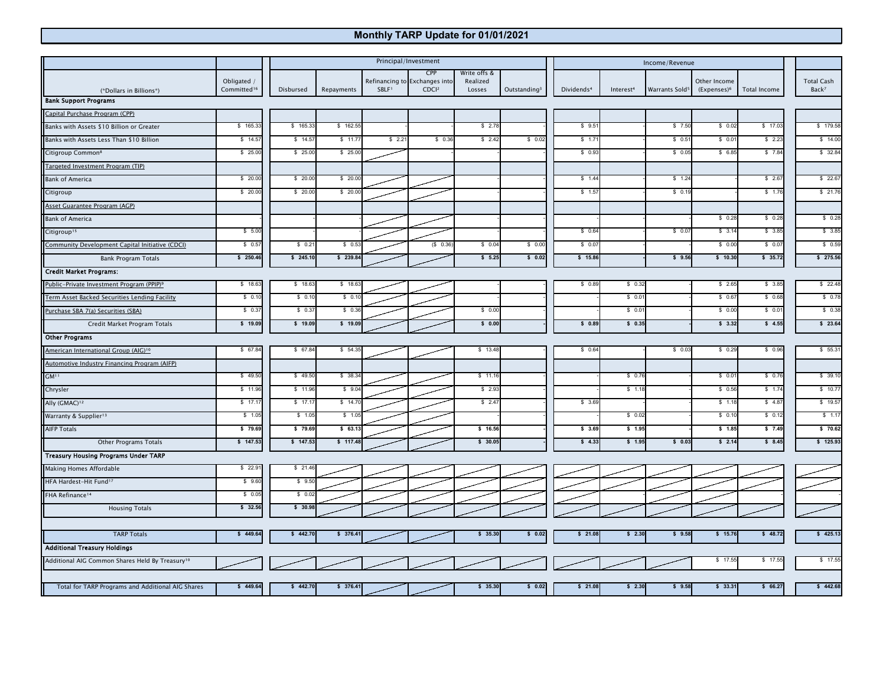# Monthly TARP Update for 01/01/2021

| (*Dollars in Billions*) | Obligated / Committed[16] | Principal/Investment | | | | | | Income/Revenue | | | | | |
|---|---|---|---|---|---|---|---|---|---|---|---|---|---|
| | | Disbursed | Repayments | Refinancing to SBLF[1] | CPP Exchanges into CDCI[2] | Write offs & Realized Losses | Outstanding[3] | Dividends[4] | Interest[4] | Warrants Sold[5] | Other Income (Expenses)[6] | Total Income | Total Cash Back[7] |
| **Bank Support Programs** | | | | | | | | | | | | | |
| Capital Purchase Program (CPP) | | | | | | | | | | | | | |
| Banks with Assets $10 Billion or Greater | $ 165.33 | $ 165.33 | $ 162.55 | - | - | $ 2.78 | - | $ 9.51 | - | $ 7.50 | $ 0.02 | $ 17.03 | $ 179.58 |
| Banks with Assets Less Than $10 Billion | $ 14.57 | $ 14.57 | $ 11.77 | $ 2.21 | $ 0.36 | $ 2.42 | $ 0.02 | $ 1.71 | - | $ 0.51 | $ 0.01 | $ 2.23 | $ 14.00 |
| Citigroup Common[8] | $ 25.00 | $ 25.00 | $ 25.00 | | - | - | - | $ 0.93 | - | $ 0.05 | $ 6.85 | $ 7.84 | $ 32.84 |
| Targeted Investment Program (TIP) | | | | | | | | | | | | | |
| Bank of America | $ 20.00 | $ 20.00 | $ 20.00 | | | - | - | $ 1.44 | - | $ 1.24 | - | $ 2.67 | $ 22.67 |
| Citigroup | $ 20.00 | $ 20.00 | $ 20.00 | | | - | - | $ 1.57 | - | $ 0.19 | - | $ 1.76 | $ 21.76 |
| Asset Guarantee Program (AGP) | | | | | | | | | | | | | |
| Bank of America | - | - | - | | | - | - | - | - | - | $ 0.28 | $ 0.28 | $ 0.28 |
| Citigroup[15] | $ 5.00 | - | - | | | - | - | $ 0.64 | - | $ 0.07 | $ 3.14 | $ 3.85 | $ 3.85 |
| Community Development Capital Initiative (CDCI) | $ 0.57 | $ 0.21 | $ 0.53 | | ($ 0.36) | $ 0.04 | $ 0.00 | $ 0.07 | - | - | $ 0.00 | $ 0.07 | $ 0.59 |
| Bank Program Totals | **$ 250.46** | **$ 245.10** | **$ 239.84** | | | **$ 5.25** | **$ 0.02** | **$ 15.86** | **-** | **$ 9.56** | **$ 10.30** | **$ 35.72** | **$ 275.56** |
| **Credit Market Programs:** | | | | | | | | | | | | | |
| Public-Private Investment Program (PPIP)[9] | $ 18.63 | $ 18.63 | $ 18.63 | | | - | - | $ 0.89 | $ 0.32 | - | $ 2.65 | $ 3.85 | $ 22.48 |
| Term Asset Backed Securities Lending Facility | $ 0.10 | $ 0.10 | $ 0.10 | | | | - | | $ 0.01 | | $ 0.67 | $ 0.68 | $ 0.78 |
| Purchase SBA 7(a) Securities (SBA) | $ 0.37 | $ 0.37 | $ 0.36 | | | $ 0.00 | - | - | $ 0.01 | - | $ 0.00 | $ 0.01 | $ 0.38 |
| Credit Market Program Totals | **$ 19.09** | **$ 19.09** | **$ 19.09** | | | **$ 0.00** | **-** | **$ 0.89** | **$ 0.35** | **-** | **$ 3.32** | **$ 4.55** | **$ 23.64** |
| **Other Programs** | | | | | | | | | | | | | |
| American International Group (AIG)[10] | $ 67.84 | $ 67.84 | $ 54.35 | | | $ 13.48 | - | $ 0.64 | - | $ 0.03 | $ 0.29 | $ 0.96 | $ 55.31 |
| Automotive Industry Financing Program (AIFP) | | | | | | | | | | | | | |
| GM[11] | $ 49.50 | $ 49.50 | $ 38.34 | | | $ 11.16 | - | - | $ 0.76 | - | $ 0.01 | $ 0.76 | $ 39.10 |
| Chrysler | $ 11.96 | $ 11.96 | $ 9.04 | | | $ 2.93 | - | - | $ 1.18 | - | $ 0.56 | $ 1.74 | $ 10.77 |
| Ally (GMAC)[12] | $ 17.17 | $ 17.17 | $ 14.70 | | | $ 2.47 | - | $ 3.69 | - | - | $ 1.18 | $ 4.87 | $ 19.57 |
| Warranty & Supplier[13] | $ 1.05 | $ 1.05 | $ 1.05 | | | - | - | - | $ 0.02 | - | $ 0.10 | $ 0.12 | $ 1.17 |
| AIFP Totals | **$ 79.69** | **$ 79.69** | **$ 63.13** | | | **$ 16.56** | **-** | **$ 3.69** | **$ 1.95** | **-** | **$ 1.85** | **$ 7.49** | **$ 70.62** |
| Other Programs Totals | **$ 147.53** | **$ 147.53** | **$ 117.48** | | | **$ 30.05** | **-** | **$ 4.33** | **$ 1.95** | **$ 0.03** | **$ 2.14** | **$ 8.45** | **$ 125.93** |
| **Treasury Housing Programs Under TARP** | | | | | | | | | | | | | |
| Making Homes Affordable | $ 22.91 | $ 21.46 | | | | | | | | | | | |
| HFA Hardest-Hit Fund[17] | $ 9.60 | $ 9.50 | | | | | | | | | | | |
| FHA Refinance[14] | $ 0.05 | $ 0.02 | | | | | | | | | | | - |
| Housing Totals | **$ 32.56** | **$ 30.98** | | | | | | | | | | | |
| TARP Totals | **$ 449.64** | **$ 442.70** | **$ 376.41** | | | **$ 35.30** | **$ 0.02** | **$ 21.08** | **$ 2.30** | **$ 9.58** | **$ 15.76** | **$ 48.72** | **$ 425.13** |
| **Additional Treasury Holdings** | | | | | | | | | | | | | |
| Additional AIG Common Shares Held By Treasury[10] | | | | | | | | | | | $ 17.55 | $ 17.55 | $ 17.55 |
| Total for TARP Programs and Additional AIG Shares | **$ 449.64** | **$ 442.70** | **$ 376.41** | | | **$ 35.30** | **$ 0.02** | **$ 21.08** | **$ 2.30** | **$ 9.58** | **$ 33.31** | **$ 66.27** | **$ 442.68** |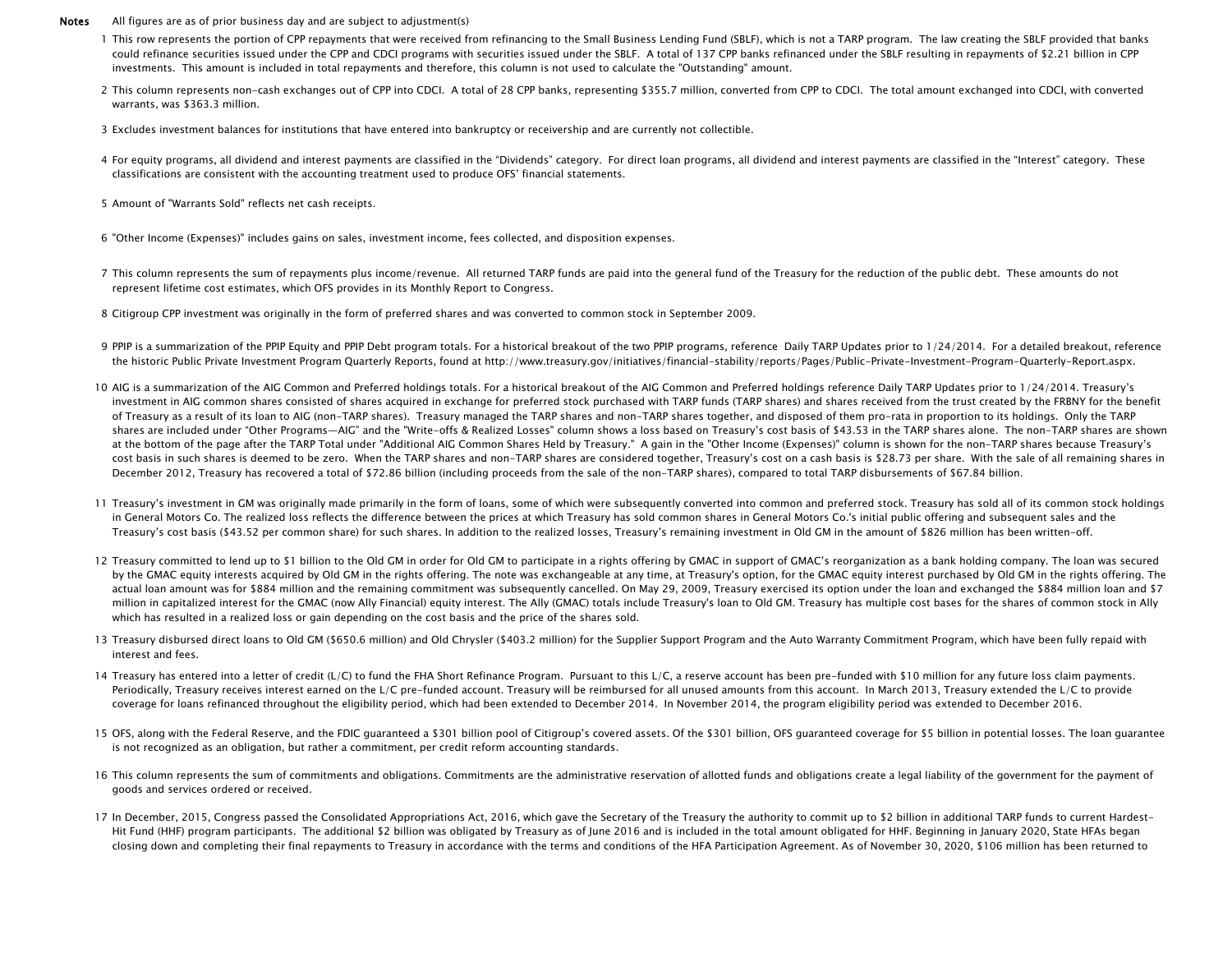**Notes** All figures are as of prior business day and are subject to adjustment(s)

1. This row represents the portion of CPP repayments that were received from refinancing to the Small Business Lending Fund (SBLF), which is not a TARP program. The law creating the SBLF provided that banks could refinance securities issued under the CPP and CDCI programs with securities issued under the SBLF. A total of 137 CPP banks refinanced under the SBLF resulting in repayments of $2.21 billion in CPP investments. This amount is included in total repayments and therefore, this column is not used to calculate the "Outstanding" amount.

2. This column represents non-cash exchanges out of CPP into CDCI. A total of 28 CPP banks, representing $355.7 million, converted from CPP to CDCI. The total amount exchanged into CDCI, with converted warrants, was $363.3 million.

3. Excludes investment balances for institutions that have entered into bankruptcy or receivership and are currently not collectible.

4. For equity programs, all dividend and interest payments are classified in the "Dividends" category. For direct loan programs, all dividend and interest payments are classified in the "Interest" category. These classifications are consistent with the accounting treatment used to produce OFS' financial statements.

5. Amount of "Warrants Sold" reflects net cash receipts.

6. "Other Income (Expenses)" includes gains on sales, investment income, fees collected, and disposition expenses.

7. This column represents the sum of repayments plus income/revenue. All returned TARP funds are paid into the general fund of the Treasury for the reduction of the public debt. These amounts do not represent lifetime cost estimates, which OFS provides in its Monthly Report to Congress.

8. Citigroup CPP investment was originally in the form of preferred shares and was converted to common stock in September 2009.

9. PPIP is a summarization of the PPIP Equity and PPIP Debt program totals. For a historical breakout of the two PPIP programs, reference Daily TARP Updates prior to 1/24/2014. For a detailed breakout, reference the historic Public Private Investment Program Quarterly Reports, found at http://www.treasury.gov/initiatives/financial-stability/reports/Pages/Public-Private-Investment-Program-Quarterly-Report.aspx.

10. AIG is a summarization of the AIG Common and Preferred holdings totals. For a historical breakout of the AIG Common and Preferred holdings reference Daily TARP Updates prior to 1/24/2014. Treasury's investment in AIG common shares consisted of shares acquired in exchange for preferred stock purchased with TARP funds (TARP shares) and shares received from the trust created by the FRBNY for the benefit of Treasury as a result of its loan to AIG (non-TARP shares). Treasury managed the TARP shares and non-TARP shares together, and disposed of them pro-rata in proportion to its holdings. Only the TARP shares are included under "Other Programs—AIG" and the "Write-offs & Realized Losses" column shows a loss based on Treasury's cost basis of $43.53 in the TARP shares alone. The non-TARP shares are shown at the bottom of the page after the TARP Total under "Additional AIG Common Shares Held by Treasury." A gain in the "Other Income (Expenses)" column is shown for the non-TARP shares because Treasury's cost basis in such shares is deemed to be zero. When the TARP shares and non-TARP shares are considered together, Treasury's cost on a cash basis is $28.73 per share. With the sale of all remaining shares in December 2012, Treasury has recovered a total of $72.86 billion (including proceeds from the sale of the non-TARP shares), compared to total TARP disbursements of $67.84 billion.

11. Treasury's investment in GM was originally made primarily in the form of loans, some of which were subsequently converted into common and preferred stock. Treasury has sold all of its common stock holdings in General Motors Co. The realized loss reflects the difference between the prices at which Treasury has sold common shares in General Motors Co.'s initial public offering and subsequent sales and the Treasury's cost basis ($43.52 per common share) for such shares. In addition to the realized losses, Treasury's remaining investment in Old GM in the amount of $826 million has been written-off.

12. Treasury committed to lend up to $1 billion to the Old GM in order for Old GM to participate in a rights offering by GMAC in support of GMAC's reorganization as a bank holding company. The loan was secured by the GMAC equity interests acquired by Old GM in the rights offering. The note was exchangeable at any time, at Treasury's option, for the GMAC equity interest purchased by Old GM in the rights offering. The actual loan amount was for $884 million and the remaining commitment was subsequently cancelled. On May 29, 2009, Treasury exercised its option under the loan and exchanged the $884 million loan and $7 million in capitalized interest for the GMAC (now Ally Financial) equity interest. The Ally (GMAC) totals include Treasury's loan to Old GM. Treasury has multiple cost bases for the shares of common stock in Ally which has resulted in a realized loss or gain depending on the cost basis and the price of the shares sold.

13. Treasury disbursed direct loans to Old GM ($650.6 million) and Old Chrysler ($403.2 million) for the Supplier Support Program and the Auto Warranty Commitment Program, which have been fully repaid with interest and fees.

14. Treasury has entered into a letter of credit (L/C) to fund the FHA Short Refinance Program. Pursuant to this L/C, a reserve account has been pre-funded with $10 million for any future loss claim payments. Periodically, Treasury receives interest earned on the L/C pre-funded account. Treasury will be reimbursed for all unused amounts from this account. In March 2013, Treasury extended the L/C to provide coverage for loans refinanced throughout the eligibility period, which had been extended to December 2014. In November 2014, the program eligibility period was extended to December 2016.

15. OFS, along with the Federal Reserve, and the FDIC guaranteed a $301 billion pool of Citigroup's covered assets. Of the $301 billion, OFS guaranteed coverage for $5 billion in potential losses. The loan guarantee is not recognized as an obligation, but rather a commitment, per credit reform accounting standards.

16. This column represents the sum of commitments and obligations. Commitments are the administrative reservation of allotted funds and obligations create a legal liability of the government for the payment of goods and services ordered or received.

17. In December, 2015, Congress passed the Consolidated Appropriations Act, 2016, which gave the Secretary of the Treasury the authority to commit up to $2 billion in additional TARP funds to current Hardest-Hit Fund (HHF) program participants. The additional $2 billion was obligated by Treasury as of June 2016 and is included in the total amount obligated for HHF. Beginning in January 2020, State HFAs began closing down and completing their final repayments to Treasury in accordance with the terms and conditions of the HFA Participation Agreement. As of November 30, 2020, $106 million has been returned to